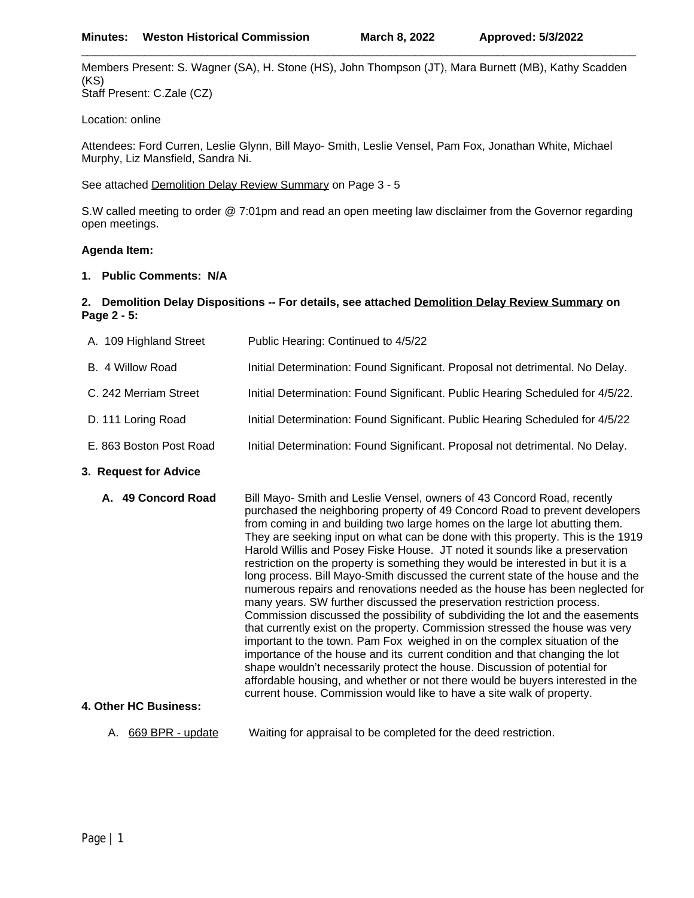**Minutes: Weston Historical Commission March 8, 2022 Approved: 5/3/2022**

Members Present: S. Wagner (SA), H. Stone (HS), John Thompson (JT), Mara Burnett (MB), Kathy Scadden (KS)
Staff Present: C.Zale (CZ)

Location: online

Attendees: Ford Curren, Leslie Glynn, Bill Mayo- Smith, Leslie Vensel, Pam Fox, Jonathan White, Michael Murphy, Liz Mansfield, Sandra Ni.

See attached Demolition Delay Review Summary on Page 3 - 5

S.W called meeting to order @ 7:01pm and read an open meeting law disclaimer from the Governor regarding open meetings.

**Agenda Item:**

**1. Public Comments: N/A**

**2. Demolition Delay Dispositions -- For details, see attached Demolition Delay Review Summary on Page 2 - 5:**

| | |
|---|---|
| A. 109 Highland Street | Public Hearing: Continued to 4/5/22 |
| B. 4 Willow Road | Initial Determination: Found Significant. Proposal not detrimental. No Delay. |
| C. 242 Merriam Street | Initial Determination: Found Significant. Public Hearing Scheduled for 4/5/22. |
| D. 111 Loring Road | Initial Determination: Found Significant. Public Hearing Scheduled for 4/5/22 |
| E. 863 Boston Post Road | Initial Determination: Found Significant. Proposal not detrimental. No Delay. |

**3. Request for Advice**

**A. 49 Concord Road** Bill Mayo- Smith and Leslie Vensel, owners of 43 Concord Road, recently purchased the neighboring property of 49 Concord Road to prevent developers from coming in and building two large homes on the large lot abutting them. They are seeking input on what can be done with this property. This is the 1919 Harold Willis and Posey Fiske House. JT noted it sounds like a preservation restriction on the property is something they would be interested in but it is a long process. Bill Mayo-Smith discussed the current state of the house and the numerous repairs and renovations needed as the house has been neglected for many years. SW further discussed the preservation restriction process. Commission discussed the possibility of subdividing the lot and the easements that currently exist on the property. Commission stressed the house was very important to the town. Pam Fox weighed in on the complex situation of the importance of the house and its current condition and that changing the lot shape wouldn't necessarily protect the house. Discussion of potential for affordable housing, and whether or not there would be buyers interested in the current house. Commission would like to have a site walk of property.

**4. Other HC Business:**

A. 669 BPR - update Waiting for appraisal to be completed for the deed restriction.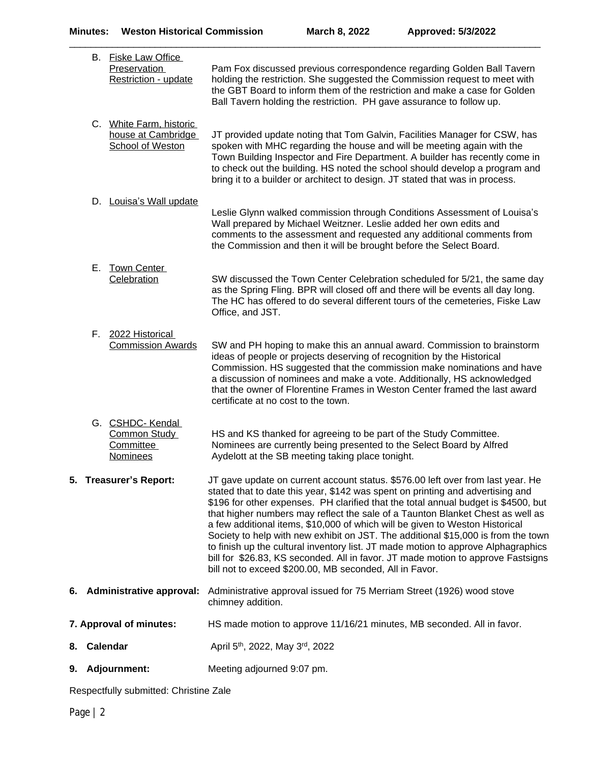B. **Fiske Law Office Preservation Restriction - update**

Pam Fox discussed previous correspondence regarding Golden Ball Tavern holding the restriction. She suggested the Commission request to meet with the GBT Board to inform them of the restriction and make a case for Golden Ball Tavern holding the restriction. PH gave assurance to follow up.

C. **White Farm, historic house at Cambridge School of Weston**

JT provided update noting that Tom Galvin, Facilities Manager for CSW, has spoken with MHC regarding the house and will be meeting again with the Town Building Inspector and Fire Department. A builder has recently come in to check out the building. HS noted the school should develop a program and bring it to a builder or architect to design. JT stated that was in process.

D. **Louisa's Wall update**

Leslie Glynn walked commission through Conditions Assessment of Louisa's Wall prepared by Michael Weitzner. Leslie added her own edits and comments to the assessment and requested any additional comments from the Commission and then it will be brought before the Select Board.

E. **Town Center Celebration**

SW discussed the Town Center Celebration scheduled for 5/21, the same day as the Spring Fling. BPR will closed off and there will be events all day long. The HC has offered to do several different tours of the cemeteries, Fiske Law Office, and JST.

F. **2022 Historical Commission Awards**

SW and PH hoping to make this an annual award. Commission to brainstorm ideas of people or projects deserving of recognition by the Historical Commission. HS suggested that the commission make nominations and have a discussion of nominees and make a vote. Additionally, HS acknowledged that the owner of Florentine Frames in Weston Center framed the last award certificate at no cost to the town.

G. **CSHDC- Kendal Common Study Committee Nominees**

HS and KS thanked for agreeing to be part of the Study Committee. Nominees are currently being presented to the Select Board by Alfred Aydelott at the SB meeting taking place tonight.

**5. Treasurer's Report:** JT gave update on current account status. $576.00 left over from last year. He stated that to date this year, $142 was spent on printing and advertising and $196 for other expenses. PH clarified that the total annual budget is $4500, but that higher numbers may reflect the sale of a Taunton Blanket Chest as well as a few additional items, $10,000 of which will be given to Weston Historical Society to help with new exhibit on JST. The additional $15,000 is from the town to finish up the cultural inventory list. JT made motion to approve Alphagraphics bill for $26.83, KS seconded. All in favor. JT made motion to approve Fastsigns bill not to exceed $200.00, MB seconded, All in Favor.

**6. Administrative approval:** Administrative approval issued for 75 Merriam Street (1926) wood stove chimney addition.

**7. Approval of minutes:** HS made motion to approve 11/16/21 minutes, MB seconded. All in favor.

**8. Calendar** April 5th, 2022, May 3rd, 2022

**9. Adjournment:** Meeting adjourned 9:07 pm.

Respectfully submitted: Christine Zale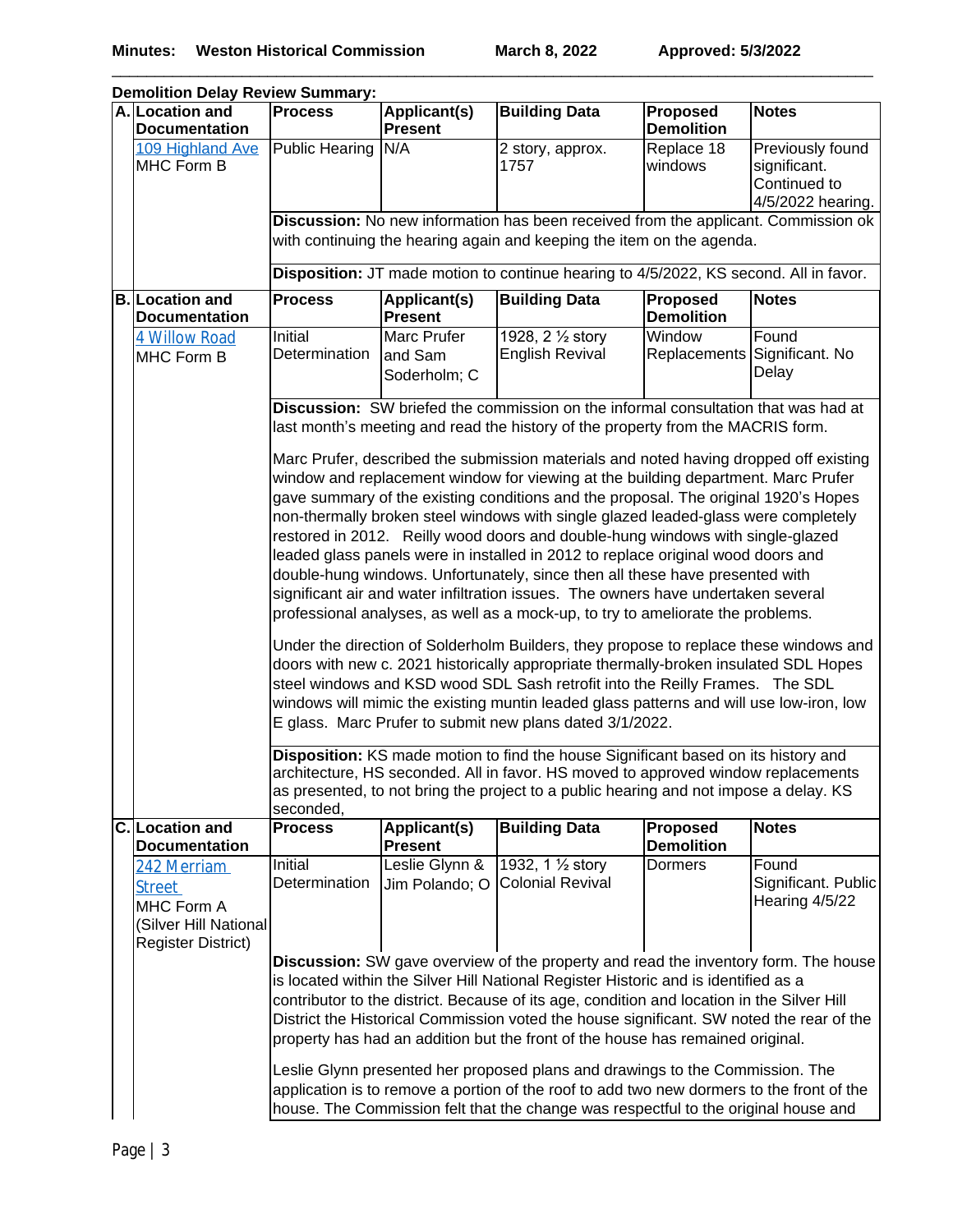**Demolition Delay Review Summary:**

| | Location and Documentation | Process | Applicant(s) Present | Building Data | Proposed Demolition | Notes |
|---|---|---|---|---|---|---|
| A. | Location and Documentation | Process | Applicant(s) Present | Building Data | Proposed Demolition | Notes |
| | 109 Highland Ave<br>MHC Form B | Public Hearing | N/A | 2 story, approx. 1757 | Replace 18 windows | Previously found significant. Continued to 4/5/2022 hearing. |
| | | **Discussion:** No new information has been received from the applicant. Commission ok with continuing the hearing again and keeping the item on the agenda. | | | | |
| | | **Disposition:** JT made motion to continue hearing to 4/5/2022, KS second. All in favor. | | | | |
| B. | Location and Documentation | Process | Applicant(s) Present | Building Data | Proposed Demolition | Notes |
| | 4 Willow Road<br>MHC Form B | Initial Determination | Marc Prufer and Sam Soderholm; C | 1928, 2 ½ story English Revival | Window Replacements | Found Significant. No Delay |
| | | **Discussion:** SW briefed the commission on the informal consultation that was had at last month's meeting and read the history of the property from the MACRIS form.<br><br>Marc Prufer, described the submission materials and noted having dropped off existing window and replacement window for viewing at the building department. Marc Prufer gave summary of the existing conditions and the proposal. The original 1920's Hopes non-thermally broken steel windows with single glazed leaded-glass were completely restored in 2012. Reilly wood doors and double-hung windows with single-glazed leaded glass panels were in installed in 2012 to replace original wood doors and double-hung windows. Unfortunately, since then all these have presented with significant air and water infiltration issues. The owners have undertaken several professional analyses, as well as a mock-up, to try to ameliorate the problems.<br><br>Under the direction of Solderholm Builders, they propose to replace these windows and doors with new c. 2021 historically appropriate thermally-broken insulated SDL Hopes steel windows and KSD wood SDL Sash retrofit into the Reilly Frames. The SDL windows will mimic the existing muntin leaded glass patterns and will use low-iron, low E glass. Marc Prufer to submit new plans dated 3/1/2022. | | | | |
| | | **Disposition:** KS made motion to find the house Significant based on its history and architecture, HS seconded. All in favor. HS moved to approved window replacements as presented, to not bring the project to a public hearing and not impose a delay. KS seconded, | | | | |
| C. | Location and Documentation | Process | Applicant(s) Present | Building Data | Proposed Demolition | Notes |
| | 242 Merriam Street<br>MHC Form A<br>(Silver Hill National Register District) | Initial Determination | Leslie Glynn & Jim Polando; O | 1932, 1 ½ story Colonial Revival | Dormers | Found Significant. Public Hearing 4/5/22 |
| | | **Discussion:** SW gave overview of the property and read the inventory form. The house is located within the Silver Hill National Register Historic and is identified as a contributor to the district. Because of its age, condition and location in the Silver Hill District the Historical Commission voted the house significant. SW noted the rear of the property has had an addition but the front of the house has remained original.<br><br>Leslie Glynn presented her proposed plans and drawings to the Commission. The application is to remove a portion of the roof to add two new dormers to the front of the house. The Commission felt that the change was respectful to the original house and | | | | |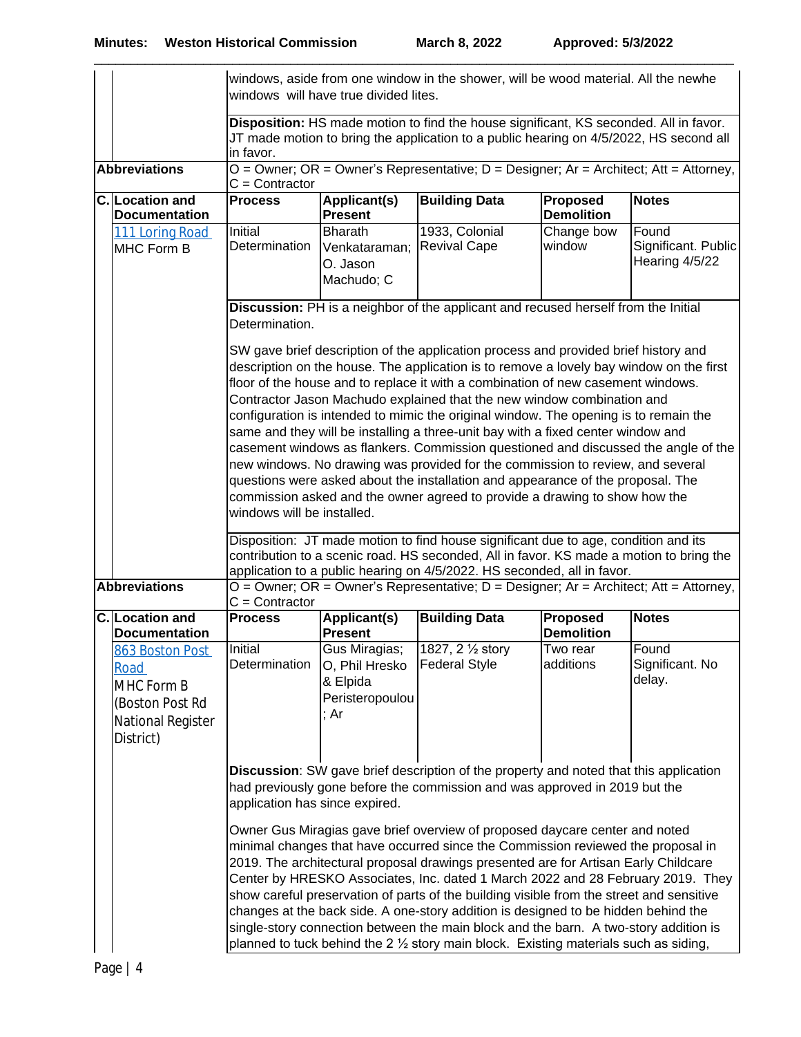windows, aside from one window in the shower, will be wood material. All the newhe windows will have true divided lites.

**Disposition:** HS made motion to find the house significant, KS seconded. All in favor. JT made motion to bring the application to a public hearing on 4/5/2022, HS second all in favor.

**Abbreviations** O = Owner; OR = Owner's Representative; D = Designer; Ar = Architect; Att = Attorney, C = Contractor

| C. Location and Documentation | Process | Applicant(s) Present | Building Data | Proposed Demolition | Notes |
|---|---|---|---|---|---|
| 111 Loring Road MHC Form B | Initial Determination | Bharath Venkataraman; O. Jason Machudo; C | 1933, Colonial Revival Cape | Change bow window | Found Significant. Public Hearing 4/5/22 |

**Discussion:** PH is a neighbor of the applicant and recused herself from the Initial Determination.

SW gave brief description of the application process and provided brief history and description on the house. The application is to remove a lovely bay window on the first floor of the house and to replace it with a combination of new casement windows. Contractor Jason Machudo explained that the new window combination and configuration is intended to mimic the original window. The opening is to remain the same and they will be installing a three-unit bay with a fixed center window and casement windows as flankers. Commission questioned and discussed the angle of the new windows. No drawing was provided for the commission to review, and several questions were asked about the installation and appearance of the proposal. The commission asked and the owner agreed to provide a drawing to show how the windows will be installed.

Disposition: JT made motion to find house significant due to age, condition and its contribution to a scenic road. HS seconded, All in favor. KS made a motion to bring the application to a public hearing on 4/5/2022. HS seconded, all in favor.

**Abbreviations** O = Owner; OR = Owner's Representative; D = Designer; Ar = Architect; Att = Attorney, C = Contractor

| C. Location and Documentation | Process | Applicant(s) Present | Building Data | Proposed Demolition | Notes |
|---|---|---|---|---|---|
| 863 Boston Post Road MHC Form B (Boston Post Rd National Register District) | Initial Determination | Gus Miragias; O, Phil Hresko & Elpida Peristeropoulou ; Ar | 1827, 2 ½ story Federal Style | Two rear additions | Found Significant. No delay. |

**Discussion**: SW gave brief description of the property and noted that this application had previously gone before the commission and was approved in 2019 but the application has since expired.

Owner Gus Miragias gave brief overview of proposed daycare center and noted minimal changes that have occurred since the Commission reviewed the proposal in 2019. The architectural proposal drawings presented are for Artisan Early Childcare Center by HRESKO Associates, Inc. dated 1 March 2022 and 28 February 2019. They show careful preservation of parts of the building visible from the street and sensitive changes at the back side. A one-story addition is designed to be hidden behind the single-story connection between the main block and the barn. A two-story addition is planned to tuck behind the 2 ½ story main block. Existing materials such as siding,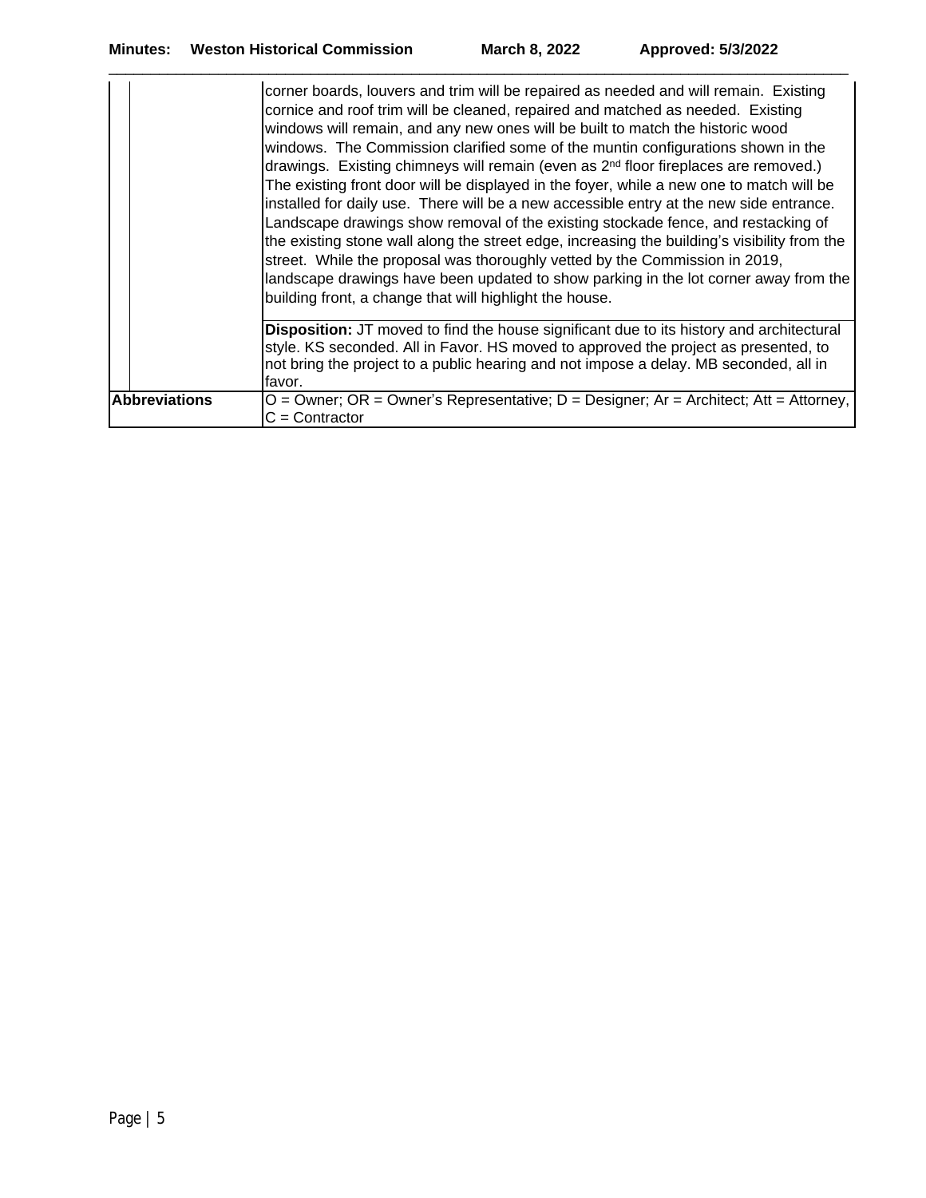| | | |
|---|---|---|
| | | corner boards, louvers and trim will be repaired as needed and will remain. Existing cornice and roof trim will be cleaned, repaired and matched as needed. Existing windows will remain, and any new ones will be built to match the historic wood windows. The Commission clarified some of the muntin configurations shown in the drawings. Existing chimneys will remain (even as 2nd floor fireplaces are removed.) The existing front door will be displayed in the foyer, while a new one to match will be installed for daily use. There will be a new accessible entry at the new side entrance. Landscape drawings show removal of the existing stockade fence, and restacking of the existing stone wall along the street edge, increasing the building's visibility from the street. While the proposal was thoroughly vetted by the Commission in 2019, landscape drawings have been updated to show parking in the lot corner away from the building front, a change that will highlight the house. |
| | | **Disposition:** JT moved to find the house significant due to its history and architectural style. KS seconded. All in Favor. HS moved to approved the project as presented, to not bring the project to a public hearing and not impose a delay. MB seconded, all in favor. |
| **Abbreviations** | | O = Owner; OR = Owner's Representative; D = Designer; Ar = Architect; Att = Attorney, C = Contractor |